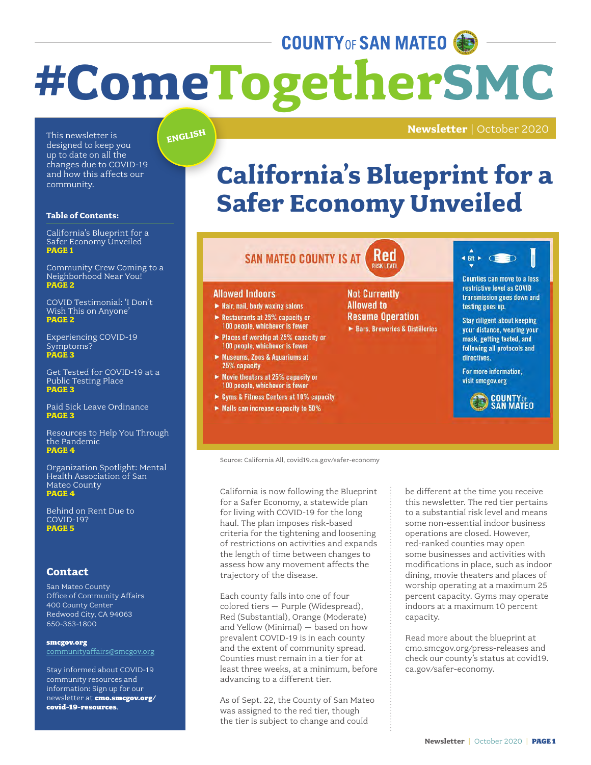COUNTY OF SAN MATEO

# #ComeTogetherSMC

ENGLISH

**Newsletter** | October 2020

This newsletter is designed to keep you up to date on all the changes due to COVID-19 and how this affects our community.

**Table of Contents:**

California's Blueprint for a Safer Economy Unveiled
**PAGE 1**

Community Crew Coming to a Neighborhood Near You!
**PAGE 2**

COVID Testimonial: 'I Don't Wish This on Anyone'
**PAGE 2**

Experiencing COVID-19 Symptoms?
**PAGE 3**

Get Tested for COVID-19 at a Public Testing Place
**PAGE 3**

Paid Sick Leave Ordinance
**PAGE 3**

Resources to Help You Through the Pandemic
**PAGE 4**

Organization Spotlight: Mental Health Association of San Mateo County
**PAGE 4**

Behind on Rent Due to COVID-19?
**PAGE 5**

## Contact

San Mateo County
Office of Community Affairs
400 County Center
Redwood City, CA 94063
650-363-1800

**smcgov.org**
communityaffairs@smcgov.org

Stay informed about COVID-19 community resources and information: Sign up for our newsletter at **cmo.smcgov.org/covid-19-resources**.

# California's Blueprint for a Safer Economy Unveiled

**SAN MATEO COUNTY IS AT Red RISK LEVEL**

**Allowed Indoors**

- Hair, nail, body waxing salons
- Restaurants at 25% capacity or 100 people, whichever is fewer
- Places of worship at 25% capacity or 100 people, whichever is fewer
- Museums, Zoos & Aquariums at 25% capacity
- Movie theaters at 25% capacity or 100 people, whichever is fewer
- Gyms & Fitness Centers at 10% capacity
- Malls can increase capacity to 50%

**Not Currently Allowed to Resume Operation**

- Bars, Breweries & Distilleries

6ft

Counties can move to a less restrictive level as COVID transmission goes down and testing goes up.

Stay diligent about keeping your distance, wearing your mask, getting tested, and following all protocols and directives.

For more information, visit smcgov.org

COUNTY OF SAN MATEO

Source: California All, covid19.ca.gov/safer-economy

California is now following the Blueprint for a Safer Economy, a statewide plan for living with COVID-19 for the long haul. The plan imposes risk-based criteria for the tightening and loosening of restrictions on activities and expands the length of time between changes to assess how any movement affects the trajectory of the disease.

Each county falls into one of four colored tiers — Purple (Widespread), Red (Substantial), Orange (Moderate) and Yellow (Minimal) — based on how prevalent COVID-19 is in each county and the extent of community spread. Counties must remain in a tier for at least three weeks, at a minimum, before advancing to a different tier.

As of Sept. 22, the County of San Mateo was assigned to the red tier, though the tier is subject to change and could be different at the time you receive this newsletter. The red tier pertains to a substantial risk level and means some non-essential indoor business operations are closed. However, red-ranked counties may open some businesses and activities with modifications in place, such as indoor dining, movie theaters and places of worship operating at a maximum 25 percent capacity. Gyms may operate indoors at a maximum 10 percent capacity.

Read more about the blueprint at cmo.smcgov.org/press-releases and check our county's status at covid19.ca.gov/safer-economy.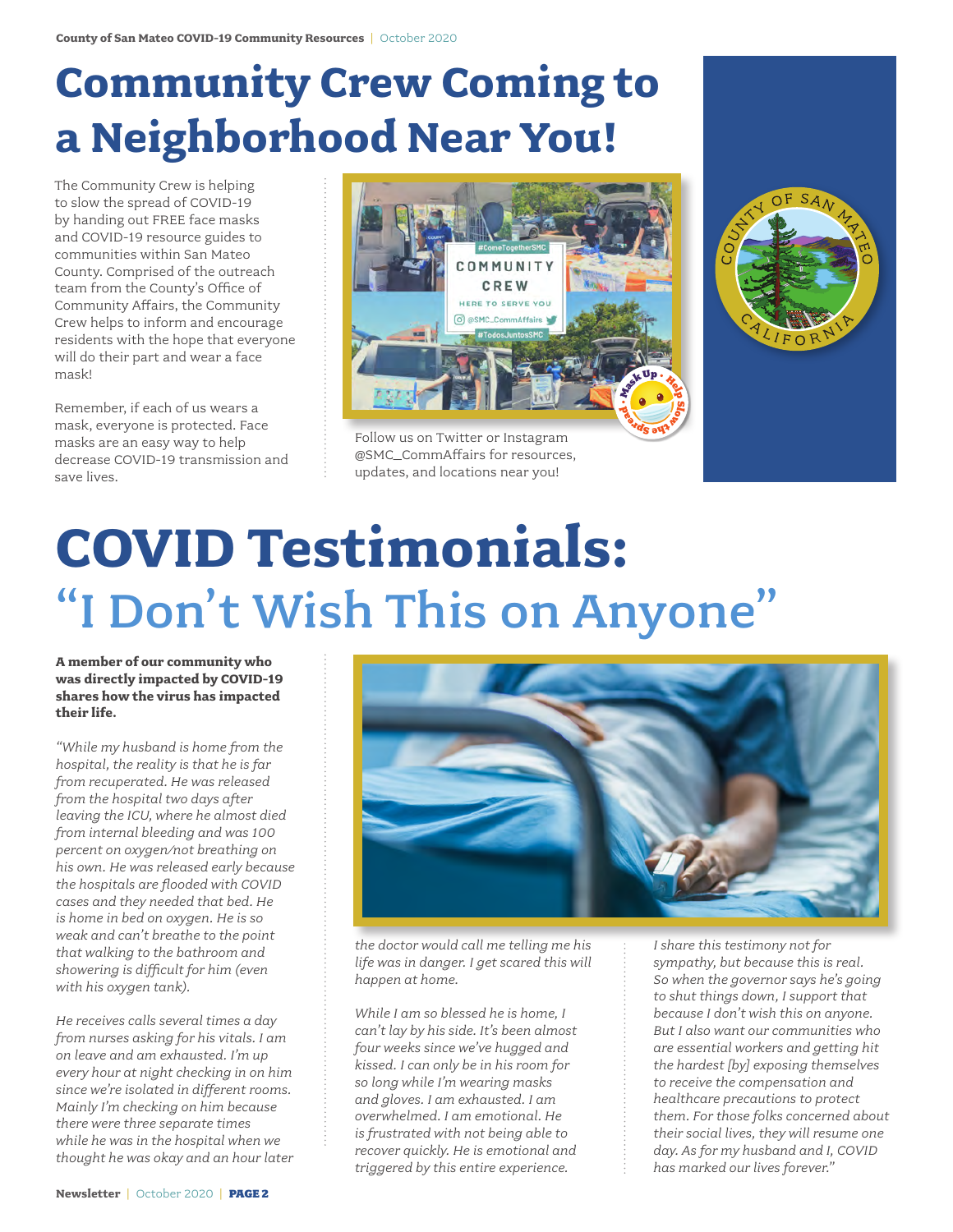# Community Crew Coming to a Neighborhood Near You!

The Community Crew is helping to slow the spread of COVID-19 by handing out FREE face masks and COVID-19 resource guides to communities within San Mateo County. Comprised of the outreach team from the County's Office of Community Affairs, the Community Crew helps to inform and encourage residents with the hope that everyone will do their part and wear a face mask!

Remember, if each of us wears a mask, everyone is protected. Face masks are an easy way to help decrease COVID-19 transmission and save lives.

Follow us on Twitter or Instagram @SMC_CommAffairs for resources, updates, and locations near you!

# COVID Testimonials:

## "I Don't Wish This on Anyone"

**A member of our community who was directly impacted by COVID-19 shares how the virus has impacted their life.**

*"While my husband is home from the hospital, the reality is that he is far from recuperated. He was released from the hospital two days after leaving the ICU, where he almost died from internal bleeding and was 100 percent on oxygen/not breathing on his own. He was released early because the hospitals are flooded with COVID cases and they needed that bed. He is home in bed on oxygen. He is so weak and can't breathe to the point that walking to the bathroom and showering is difficult for him (even with his oxygen tank).*

*He receives calls several times a day from nurses asking for his vitals. I am on leave and am exhausted. I'm up every hour at night checking in on him since we're isolated in different rooms. Mainly I'm checking on him because there were three separate times while he was in the hospital when we thought he was okay and an hour later the doctor would call me telling me his life was in danger. I get scared this will happen at home.*

*While I am so blessed he is home, I can't lay by his side. It's been almost four weeks since we've hugged and kissed. I can only be in his room for so long while I'm wearing masks and gloves. I am exhausted. I am overwhelmed. I am emotional. He is frustrated with not being able to recover quickly. He is emotional and triggered by this entire experience.*

*I share this testimony not for sympathy, but because this is real. So when the governor says he's going to shut things down, I support that because I don't wish this on anyone. But I also want our communities who are essential workers and getting hit the hardest [by] exposing themselves to receive the compensation and healthcare precautions to protect them. For those folks concerned about their social lives, they will resume one day. As for my husband and I, COVID has marked our lives forever."*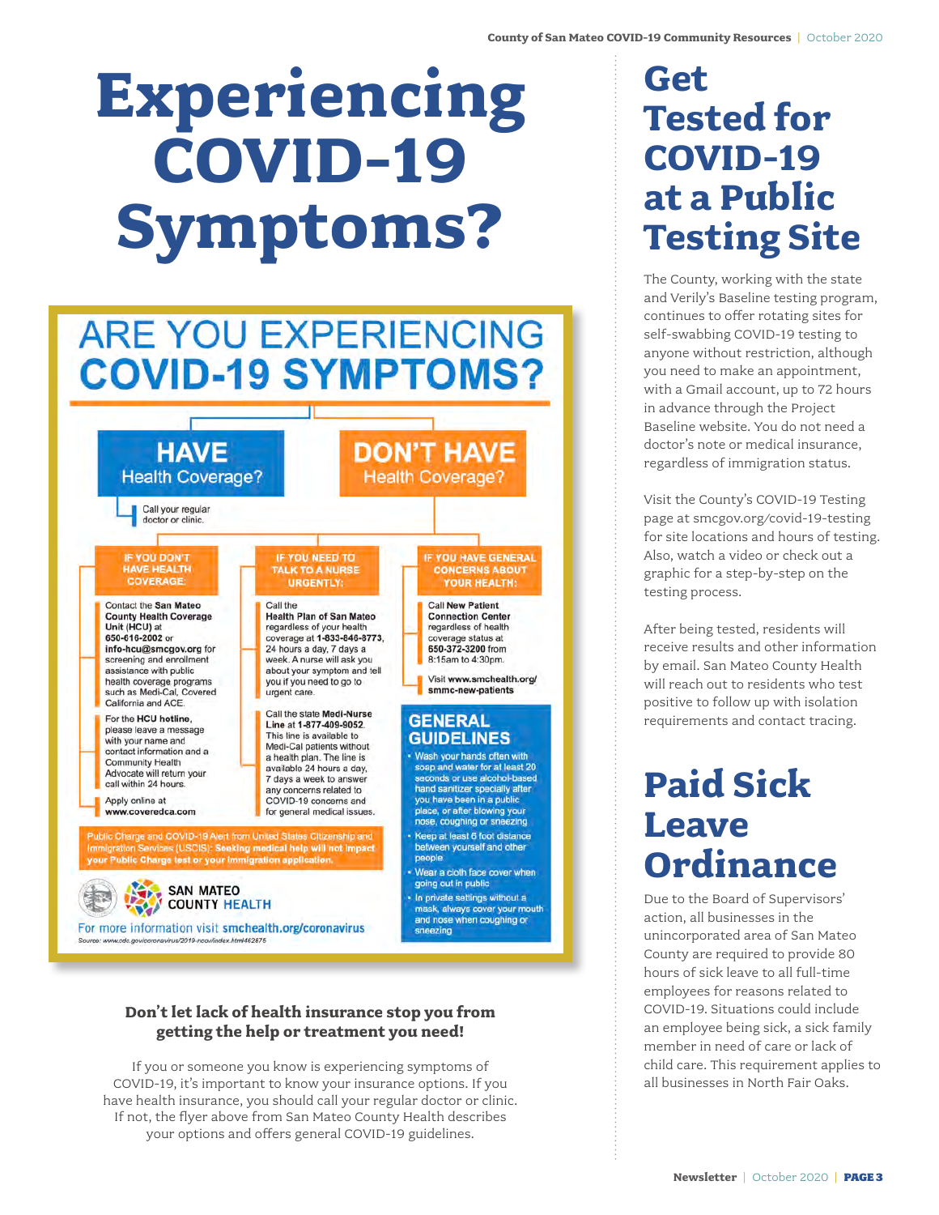// Experiencing COVID-19 Symptoms?

## ARE YOU EXPERIENCING COVID-19 SYMPTOMS?

**HAVE** Health Coverage?

Call your regular doctor or clinic.

**DON'T HAVE** Health Coverage?

**IF YOU DON'T HAVE HEALTH COVERAGE:**

Contact the **San Mateo County Health Coverage Unit (HCU)** at **650-616-2002** or **info-hcu@smcgov.org** for screening and enrollment assistance with public health coverage programs such as Medi-Cal, Covered California and ACE.

For the **HCU hotline**, please leave a message with your name and contact information and a Community Health Advocate will return your call within 24 hours.

Apply online at **www.coveredca.com**

**IF YOU NEED TO TALK TO A NURSE URGENTLY:**

Call the **Health Plan of San Mateo** regardless of your health coverage at **1-833-846-8773**, 24 hours a day, 7 days a week. A nurse will ask you about your symptom and tell you if you need to go to urgent care.

Call the state **Medi-Nurse Line** at **1-877-409-9052**. This line is available to Medi-Cal patients without a health plan. The line is available 24 hours a day, 7 days a week to answer any concerns related to COVID-19 concerns and for general medical issues.

**IF YOU HAVE GENERAL CONCERNS ABOUT YOUR HEALTH:**

Call **New Patient Connection Center** regardless of health coverage status at **650-372-3200** from 8:15am to 4:30pm.

Visit **www.smchealth.org/smmc-new-patients**

**GENERAL GUIDELINES**

- Wash your hands often with soap and water for at least 20 seconds or use alcohol-based hand sanitizer specially after you have been in a public place, or after blowing your nose, coughing or sneezing
- Keep at least 6 foot distance between yourself and other people
- Wear a cloth face cover when going out in public
- In private settings without a mask, always cover your mouth and nose when coughing or sneezing

Public Charge and COVID-19 Alert from United States Citizenship and Immigration Services (USCIS): **Seeking medical help will not impact your Public Charge test or your immigration application.**

SAN MATEO COUNTY HEALTH

For more information visit **smchealth.org/coronavirus**

Source: www.cdc.gov/coronavirus/2019-ncov/index.html#42875

**Don't let lack of health insurance stop you from getting the help or treatment you need!**

If you or someone you know is experiencing symptoms of COVID-19, it's important to know your insurance options. If you have health insurance, you should call your regular doctor or clinic. If not, the flyer above from San Mateo County Health describes your options and offers general COVID-19 guidelines.

# Get Tested for COVID-19 at a Public Testing Site

The County, working with the state and Verily's Baseline testing program, continues to offer rotating sites for self-swabbing COVID-19 testing to anyone without restriction, although you need to make an appointment, with a Gmail account, up to 72 hours in advance through the Project Baseline website. You do not need a doctor's note or medical insurance, regardless of immigration status.

Visit the County's COVID-19 Testing page at smcgov.org/covid-19-testing for site locations and hours of testing. Also, watch a video or check out a graphic for a step-by-step on the testing process.

After being tested, residents will receive results and other information by email. San Mateo County Health will reach out to residents who test positive to follow up with isolation requirements and contact tracing.

# Paid Sick Leave Ordinance

Due to the Board of Supervisors' action, all businesses in the unincorporated area of San Mateo County are required to provide 80 hours of sick leave to all full-time employees for reasons related to COVID-19. Situations could include an employee being sick, a sick family member in need of care or lack of child care. This requirement applies to all businesses in North Fair Oaks.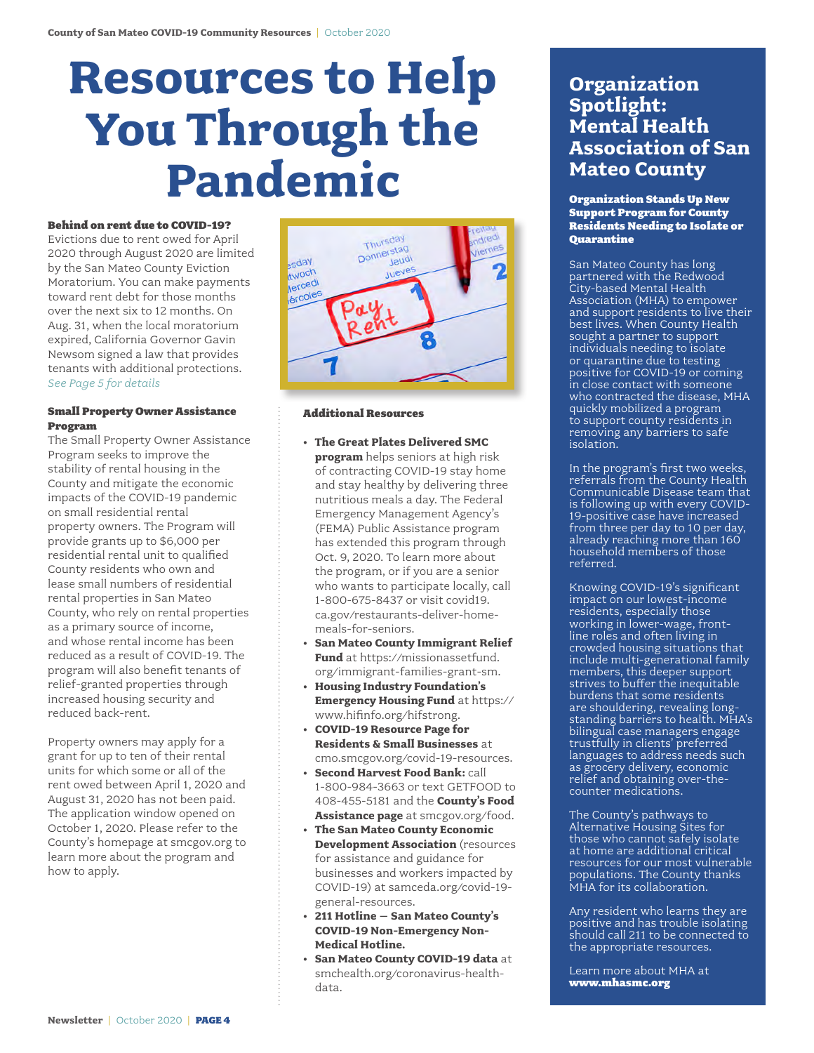# Resources to Help You Through the Pandemic

**Behind on rent due to COVID-19?**
Evictions due to rent owed for April 2020 through August 2020 are limited by the San Mateo County Eviction Moratorium. You can make payments toward rent debt for those months over the next six to 12 months. On Aug. 31, when the local moratorium expired, California Governor Gavin Newsom signed a law that provides tenants with additional protections. *See Page 5 for details*

**Small Property Owner Assistance Program**
The Small Property Owner Assistance Program seeks to improve the stability of rental housing in the County and mitigate the economic impacts of the COVID-19 pandemic on small residential rental property owners. The Program will provide grants up to $6,000 per residential rental unit to qualified County residents who own and lease small numbers of residential rental properties in San Mateo County, who rely on rental properties as a primary source of income, and whose rental income has been reduced as a result of COVID-19. The program will also benefit tenants of relief-granted properties through increased housing security and reduced back-rent.

Property owners may apply for a grant for up to ten of their rental units for which some or all of the rent owed between April 1, 2020 and August 31, 2020 has not been paid. The application window opened on October 1, 2020. Please refer to the County's homepage at smcgov.org to learn more about the program and how to apply.

**Additional Resources**

- **The Great Plates Delivered SMC program** helps seniors at high risk of contracting COVID-19 stay home and stay healthy by delivering three nutritious meals a day. The Federal Emergency Management Agency's (FEMA) Public Assistance program has extended this program through Oct. 9, 2020. To learn more about the program, or if you are a senior who wants to participate locally, call 1-800-675-8437 or visit covid19.ca.gov/restaurants-deliver-home-meals-for-seniors.
- **San Mateo County Immigrant Relief Fund** at https://missionassetfund.org/immigrant-families-grant-sm.
- **Housing Industry Foundation's Emergency Housing Fund** at https://www.hifinfo.org/hifstrong.
- **COVID-19 Resource Page for Residents & Small Businesses** at cmo.smcgov.org/covid-19-resources.
- **Second Harvest Food Bank:** call 1-800-984-3663 or text GETFOOD to 408-455-5181 and the **County's Food Assistance page** at smcgov.org/food.
- **The San Mateo County Economic Development Association** (resources for assistance and guidance for businesses and workers impacted by COVID-19) at samceda.org/covid-19-general-resources.
- **211 Hotline – San Mateo County's COVID-19 Non-Emergency Non-Medical Hotline.**
- **San Mateo County COVID-19 data** at smchealth.org/coronavirus-health-data.

## Organization Spotlight: Mental Health Association of San Mateo County

**Organization Stands Up New Support Program for County Residents Needing to Isolate or Quarantine**

San Mateo County has long partnered with the Redwood City-based Mental Health Association (MHA) to empower and support residents to live their best lives. When County Health sought a partner to support individuals needing to isolate or quarantine due to testing positive for COVID-19 or coming in close contact with someone who contracted the disease, MHA quickly mobilized a program to support county residents in removing any barriers to safe isolation.

In the program's first two weeks, referrals from the County Health Communicable Disease team that is following up with every COVID-19-positive case have increased from three per day to 10 per day, already reaching more than 160 household members of those referred.

Knowing COVID-19's significant impact on our lowest-income residents, especially those working in lower-wage, front-line roles and often living in crowded housing situations that include multi-generational family members, this deeper support strives to buffer the inequitable burdens that some residents are shouldering, revealing long-standing barriers to health. MHA's bilingual case managers engage trustfully in clients' preferred languages to address needs such as grocery delivery, economic relief and obtaining over-the-counter medications.

The County's pathways to Alternative Housing Sites for those who cannot safely isolate at home are additional critical resources for our most vulnerable populations. The County thanks MHA for its collaboration.

Any resident who learns they are positive and has trouble isolating should call 211 to be connected to the appropriate resources.

Learn more about MHA at **www.mhasmc.org**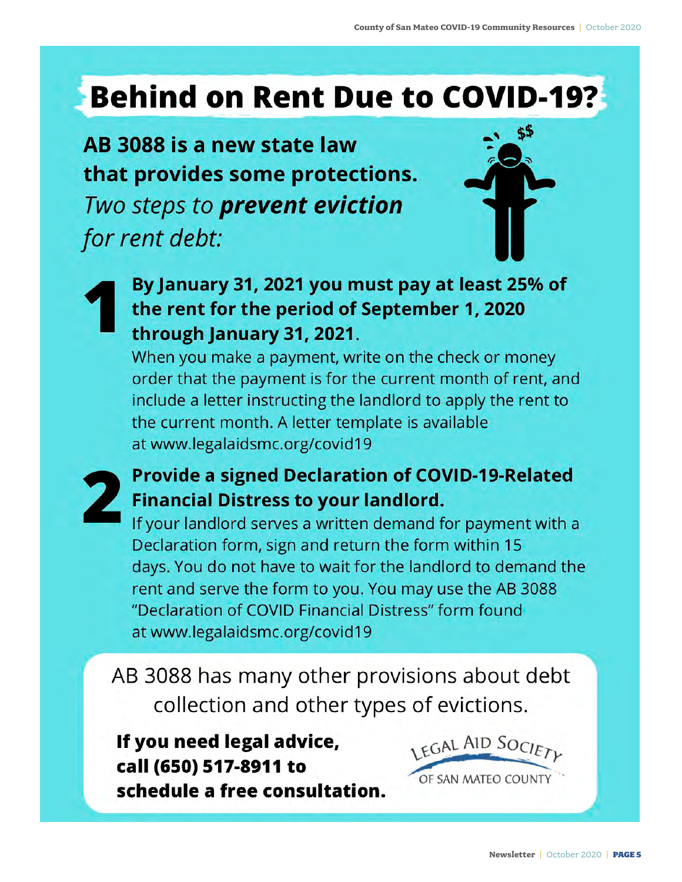# Behind on Rent Due to COVID-19?

**AB 3088 is a new state law that provides some protections.**

*Two steps to* ***prevent eviction*** *for rent debt:*

**1**

**By January 31, 2021 you must pay at least 25% of the rent for the period of September 1, 2020 through January 31, 2021**.

When you make a payment, write on the check or money order that the payment is for the current month of rent, and include a letter instructing the landlord to apply the rent to the current month. A letter template is available at www.legalaidsmc.org/covid19

**2**

**Provide a signed Declaration of COVID-19-Related Financial Distress to your landlord.**

If your landlord serves a written demand for payment with a Declaration form, sign and return the form within 15 days. You do not have to wait for the landlord to demand the rent and serve the form to you. You may use the AB 3088 "Declaration of COVID Financial Distress" form found at www.legalaidsmc.org/covid19

AB 3088 has many other provisions about debt collection and other types of evictions.

**If you need legal advice, call (650) 517-8911 to schedule a free consultation.**

LEGAL AID SOCIETY OF SAN MATEO COUNTY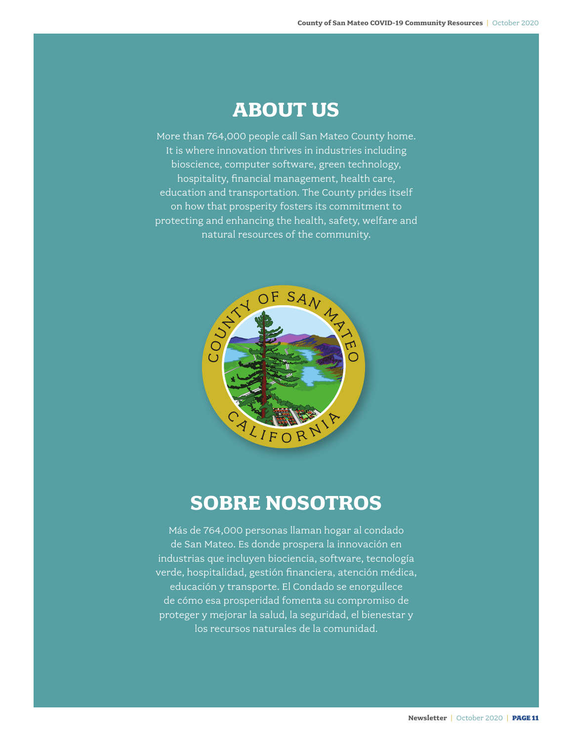# ABOUT US

More than 764,000 people call San Mateo County home. It is where innovation thrives in industries including bioscience, computer software, green technology, hospitality, financial management, health care, education and transportation. The County prides itself on how that prosperity fosters its commitment to protecting and enhancing the health, safety, welfare and natural resources of the community.

# SOBRE NOSOTROS

Más de 764,000 personas llaman hogar al condado de San Mateo. Es donde prospera la innovación en industrias que incluyen biociencia, software, tecnología verde, hospitalidad, gestión financiera, atención médica, educación y transporte. El Condado se enorgullece de cómo esa prosperidad fomenta su compromiso de proteger y mejorar la salud, la seguridad, el bienestar y los recursos naturales de la comunidad.